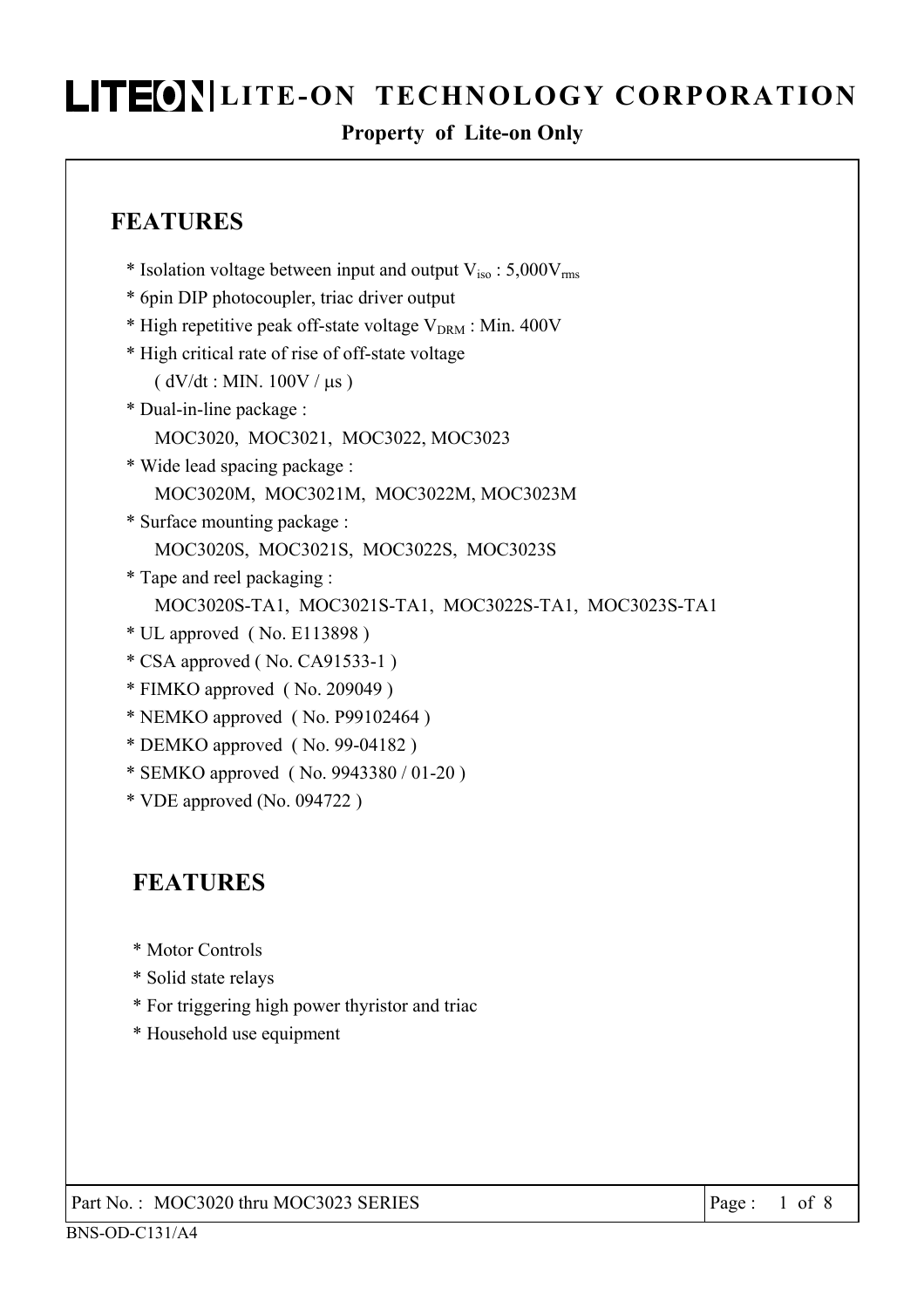# LITE-ON TECHNOLOGY CORPORATION

**Property of Lite-on Only**

## FEATURES

* Isolation voltage between input and output $V_{iso}$ : 5,000$V_{rms}$
* 6pin DIP photocoupler, triac driver output
* High repetitive peak off-state voltage $V_{DRM}$ : Min. 400V
* High critical rate of rise of off-state voltage
  ( dV/dt : MIN. 100V / μs )
* Dual-in-line package :
  MOC3020, MOC3021, MOC3022, MOC3023
* Wide lead spacing package :
  MOC3020M, MOC3021M, MOC3022M, MOC3023M
* Surface mounting package :
  MOC3020S, MOC3021S, MOC3022S, MOC3023S
* Tape and reel packaging :
  MOC3020S-TA1, MOC3021S-TA1, MOC3022S-TA1, MOC3023S-TA1
* UL approved ( No. E113898 )
* CSA approved ( No. CA91533-1 )
* FIMKO approved ( No. 209049 )
* NEMKO approved ( No. P99102464 )
* DEMKO approved ( No. 99-04182 )
* SEMKO approved ( No. 9943380 / 01-20 )
* VDE approved (No. 094722 )

## FEATURES

* Motor Controls
* Solid state relays
* For triggering high power thyristor and triac
* Household use equipment

Part No. : MOC3020 thru MOC3023 SERIES

BNS-OD-C131/A4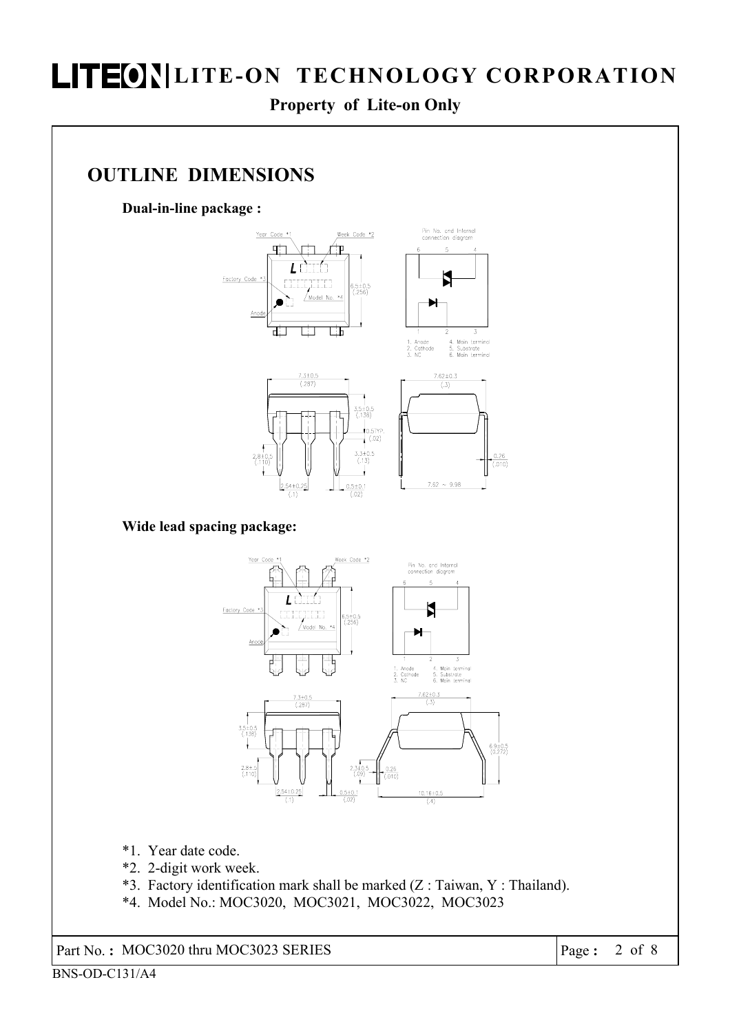## OUTLINE DIMENSIONS

**Dual-in-line package :**

**Wide lead spacing package:**

*1. Year date code.

*2. 2-digit work week.

*3. Factory identification mark shall be marked (Z : Taiwan, Y : Thailand).

*4. Model No.: MOC3020, MOC3021, MOC3022, MOC3023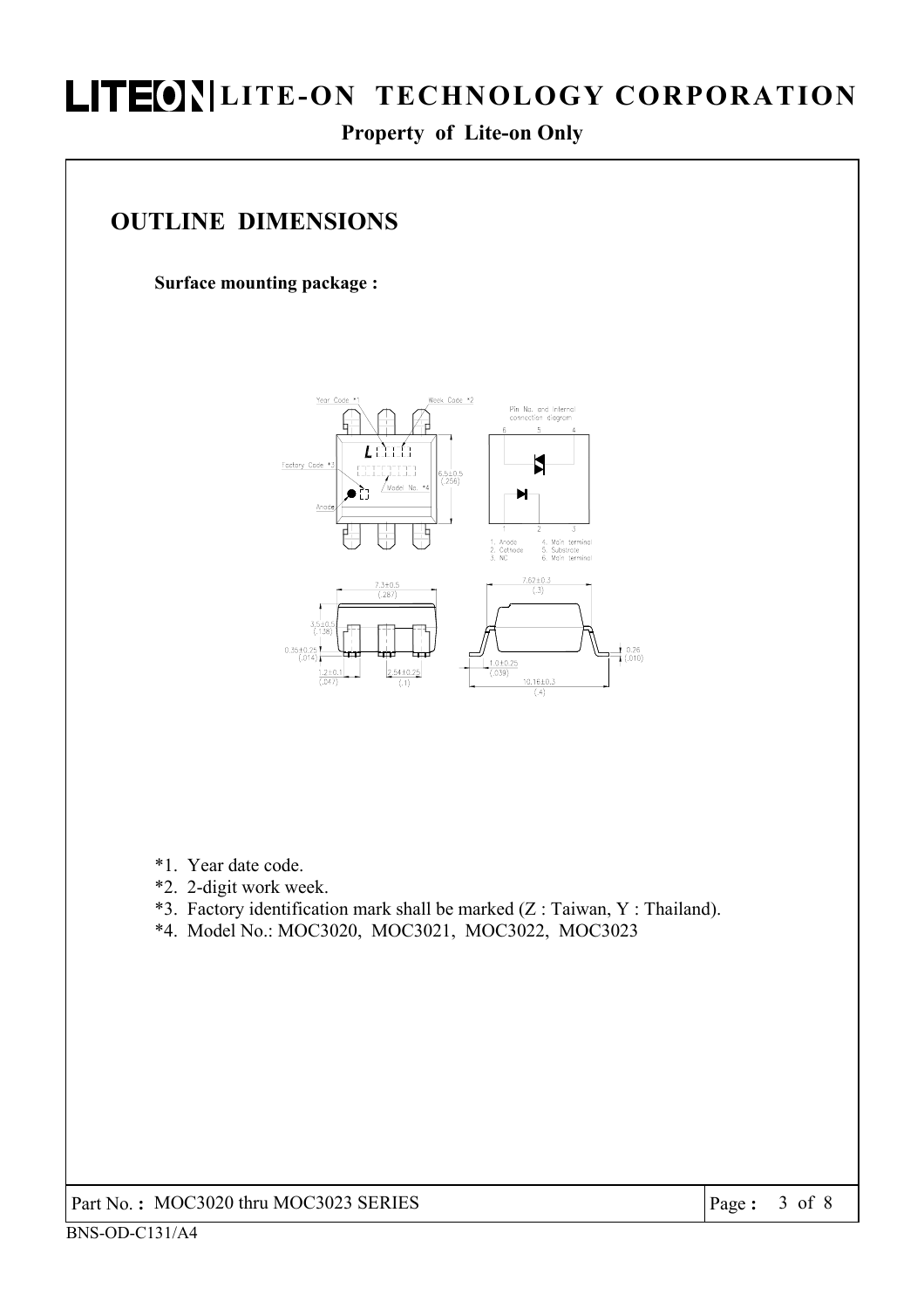## OUTLINE DIMENSIONS

**Surface mounting package :**

*1. Year date code.

*2. 2-digit work week.

*3. Factory identification mark shall be marked (Z : Taiwan, Y : Thailand).

*4. Model No.: MOC3020, MOC3021, MOC3022, MOC3023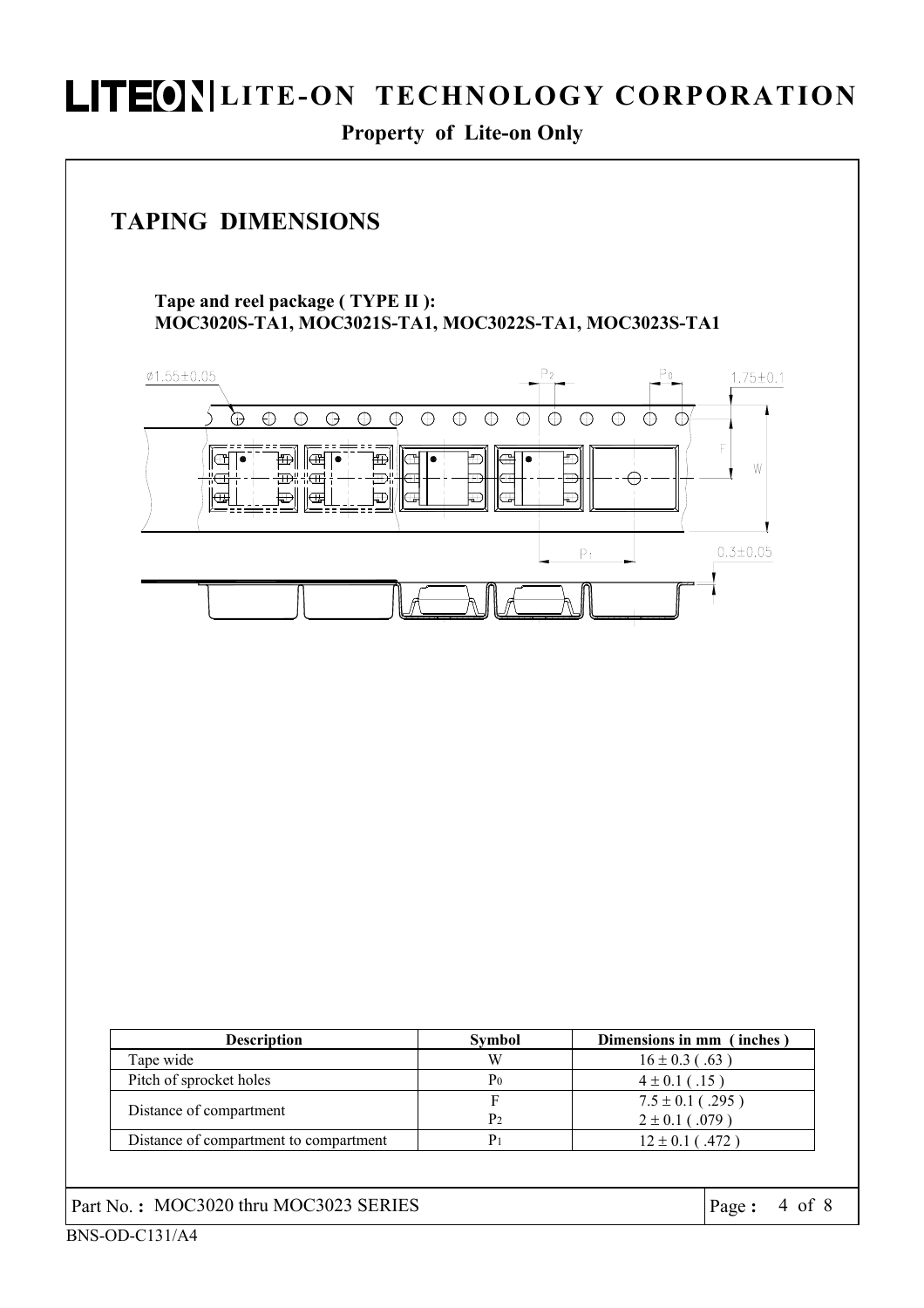## TAPING DIMENSIONS

**Tape and reel package ( TYPE II ):**
**MOC3020S-TA1, MOC3021S-TA1, MOC3022S-TA1, MOC3023S-TA1**

ø1.55±0.05

$P_2$

$P_0$

1.75±0.1

F

W

$P_1$

0.3±0.05

| Description | Symbol | Dimensions in mm ( inches ) |
|---|---|---|
| Tape wide | W | 16 ± 0.3 ( .63 ) |
| Pitch of sprocket holes | $P_0$ | 4 ± 0.1 ( .15 ) |
| Distance of compartment | F | 7.5 ± 0.1 ( .295 ) |
| | $P_2$ | 2 ± 0.1 ( .079 ) |
| Distance of compartment to compartment | $P_1$ | 12 ± 0.1 ( .472 ) |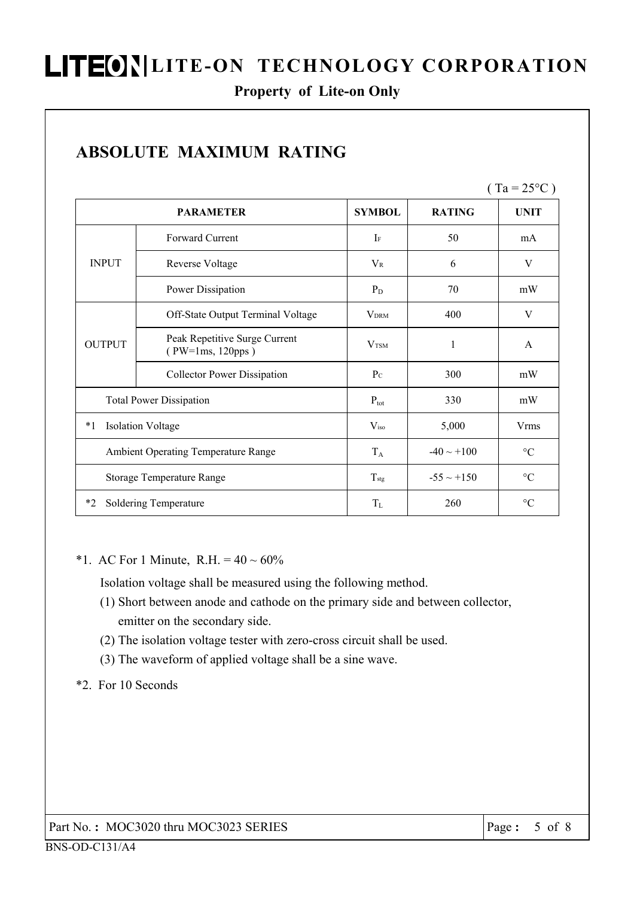## ABSOLUTE MAXIMUM RATING

( Ta = 25°C )

| PARAMETER | | SYMBOL | RATING | UNIT |
|---|---|---|---|---|
| INPUT | Forward Current | $I_F$ | 50 | mA |
| | Reverse Voltage | $V_R$ | 6 | V |
| | Power Dissipation | $P_D$ | 70 | mW |
| OUTPUT | Off-State Output Terminal Voltage | $V_{DRM}$ | 400 | V |
| | Peak Repetitive Surge Current ( PW=1ms, 120pps ) | $V_{TSM}$ | 1 | A |
| | Collector Power Dissipation | $P_C$ | 300 | mW |
| Total Power Dissipation | | $P_{tot}$ | 330 | mW |
| *1 Isolation Voltage | | $V_{iso}$ | 5,000 | Vrms |
| Ambient Operating Temperature Range | | $T_A$ | -40 ~ +100 | °C |
| Storage Temperature Range | | $T_{stg}$ | -55 ~ +150 | °C |
| *2 Soldering Temperature | | $T_L$ | 260 | °C |

*1. AC For 1 Minute, R.H. = 40 ~ 60%

Isolation voltage shall be measured using the following method.

(1) Short between anode and cathode on the primary side and between collector, emitter on the secondary side.

(2) The isolation voltage tester with zero-cross circuit shall be used.

(3) The waveform of applied voltage shall be a sine wave.

*2. For 10 Seconds

Part No. : MOC3020 thru MOC3023 SERIES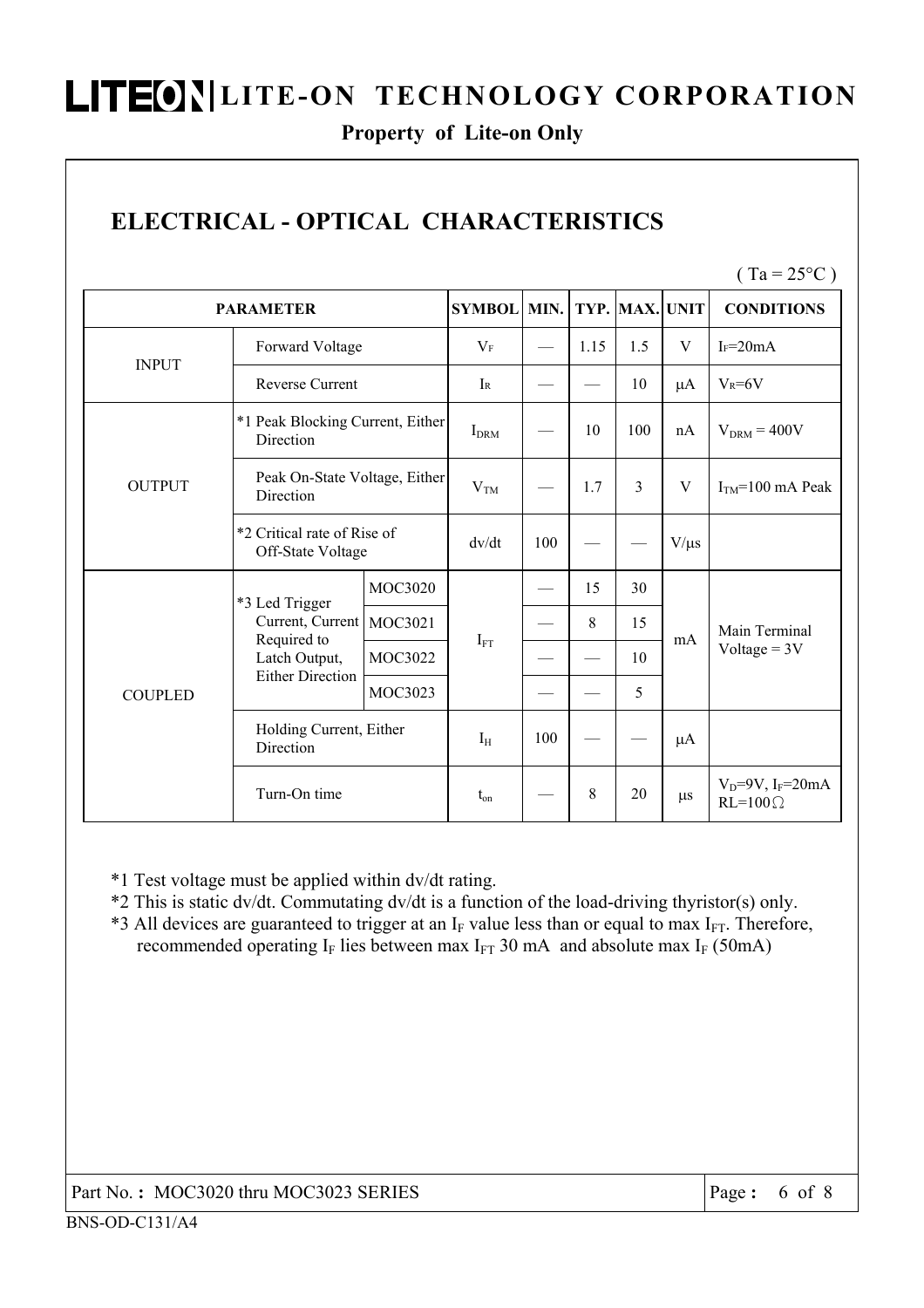## ELECTRICAL - OPTICAL CHARACTERISTICS

( Ta = 25°C )

| PARAMETER | | | SYMBOL | MIN. | TYP. | MAX. | UNIT | CONDITIONS |
|---|---|---|---|---|---|---|---|---|
| INPUT | Forward Voltage | | $V_F$ | — | 1.15 | 1.5 | V | $I_F$=20mA |
| | Reverse Current | | $I_R$ | — | — | 10 | μA | $V_R$=6V |
| OUTPUT | *1 Peak Blocking Current, Either Direction | | $I_{DRM}$ | — | 10 | 100 | nA | $V_{DRM}$ = 400V |
| | Peak On-State Voltage, Either Direction | | $V_{TM}$ | — | 1.7 | 3 | V | $I_{TM}$=100 mA Peak |
| | *2 Critical rate of Rise of Off-State Voltage | | dv/dt | 100 | — | — | V/μs | |
| COUPLED | *3 Led Trigger Current, Current Required to Latch Output, Either Direction | MOC3020 | $I_{FT}$ | — | 15 | 30 | mA | Main Terminal Voltage = 3V |
| | | MOC3021 | | — | 8 | 15 | | |
| | | MOC3022 | | — | — | 10 | | |
| | | MOC3023 | | — | — | 5 | | |
| | Holding Current, Either Direction | | $I_H$ | 100 | — | — | μA | |
| | Turn-On time | | $t_{on}$ | — | 8 | 20 | μs | $V_D$=9V, $I_F$=20mA RL=100Ω |

*1 Test voltage must be applied within dv/dt rating.

*2 This is static dv/dt. Commutating dv/dt is a function of the load-driving thyristor(s) only.

*3 All devices are guaranteed to trigger at an $I_F$ value less than or equal to max $I_{FT}$. Therefore, recommended operating $I_F$ lies between max $I_{FT}$ 30 mA and absolute max $I_F$ (50mA)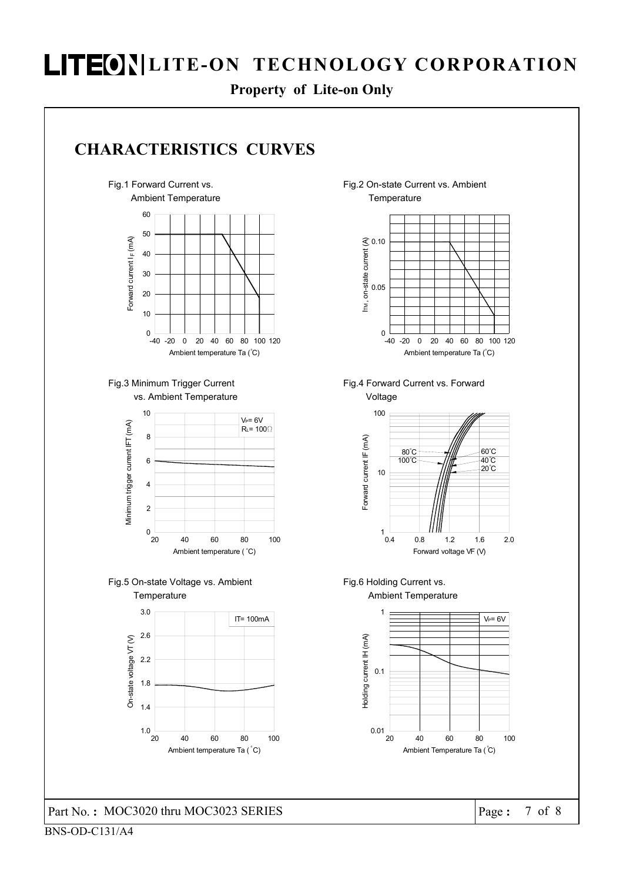## CHARACTERISTICS CURVES

Fig.1 Forward Current vs. Ambient Temperature

Fig.2 On-state Current vs. Ambient Temperature

Fig.3 Minimum Trigger Current vs. Ambient Temperature

Fig.4 Forward Current vs. Forward Voltage

Fig.5 On-state Voltage vs. Ambient Temperature

Fig.6 Holding Current vs. Ambient Temperature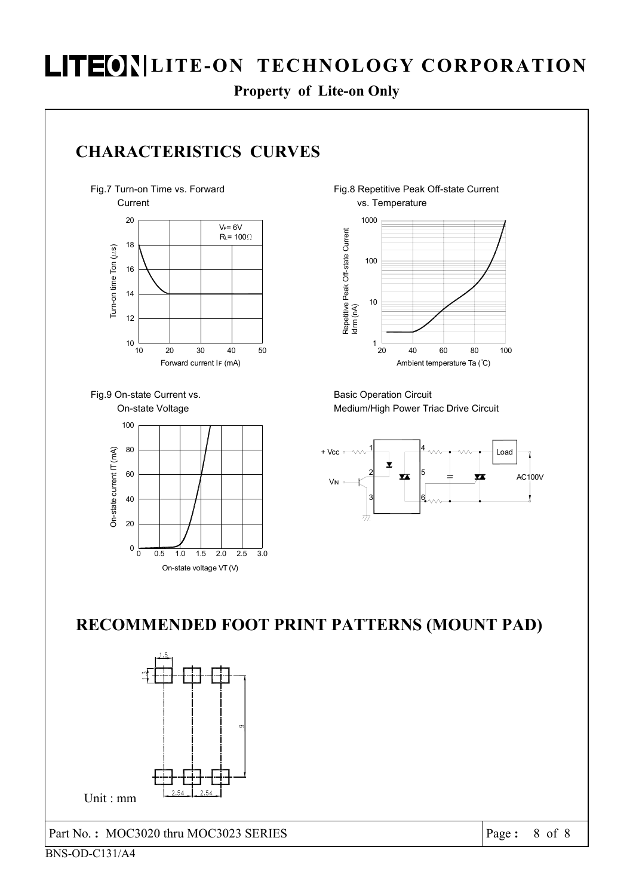# CHARACTERISTICS CURVES

Fig.7 Turn-on Time vs. Forward Current

$V_F$= 6V
$R_L$= 100Ω

Turn-on time Ton (μs)

20
18
16
14
12
10

10 20 30 40 50

Forward current $I_F$ (mA)

Fig.8 Repetitive Peak Off-state Current vs. Temperature

Repetitive Peak Off-state Current Idrm (nA)

1000
100
10
1

20 40 60 80 100

Ambient temperature Ta (°C)

Fig.9 On-state Current vs. On-state Voltage

On-state current IT (mA)

100
80
60
40
20
0

0 0.5 1.0 1.5 2.0 2.5 3.0

On-state voltage VT (V)

Basic Operation Circuit
Medium/High Power Triac Drive Circuit

+ Vcc
VIN
1
2
3
4
5
6
Load
AC100V

# RECOMMENDED FOOT PRINT PATTERNS (MOUNT PAD)

1.5
1.5
9
2.54
2.54

Unit : mm

Part No. : MOC3020 thru MOC3023 SERIES

BNS-OD-C131/A4